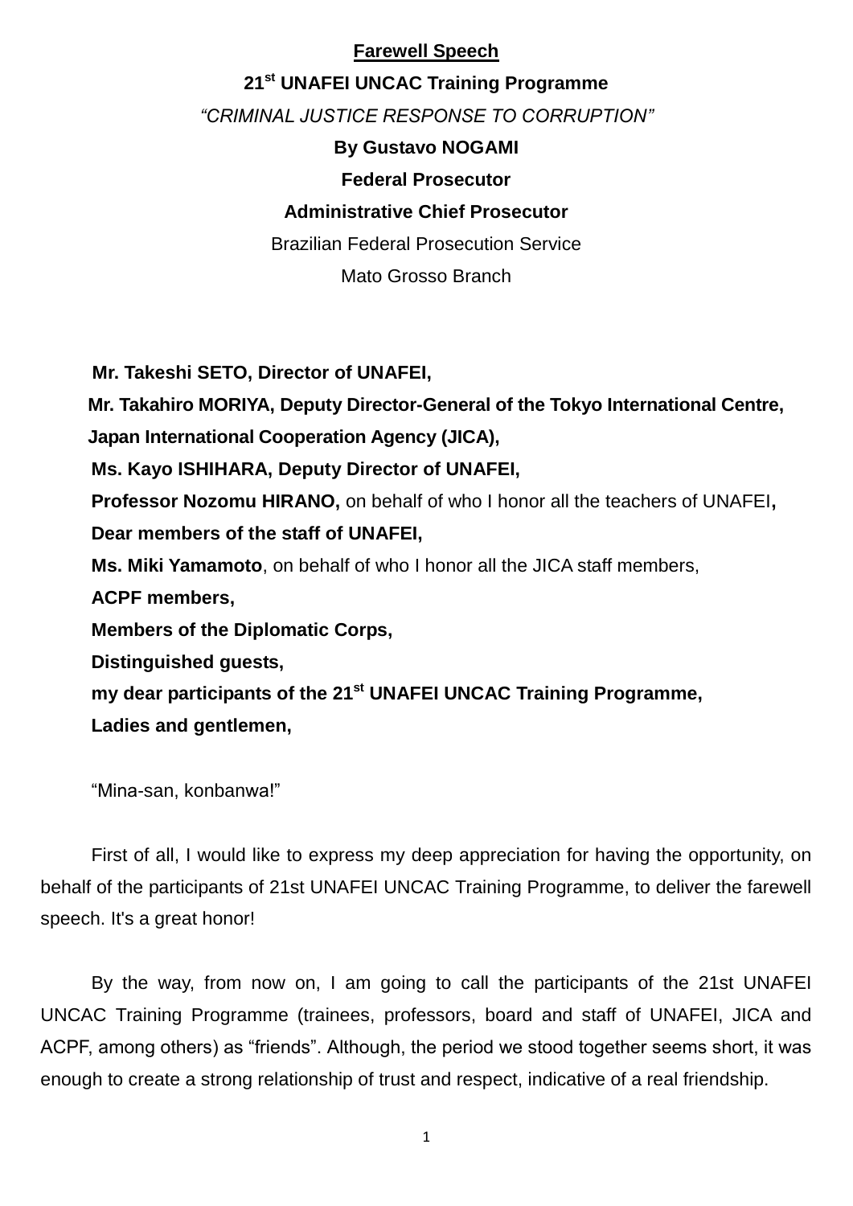# Farewell Speech

## 21st UNAFEI UNCAC Training Programme

*"CRIMINAL JUSTICE RESPONSE TO CORRUPTION"*

**By Gustavo NOGAMI**

**Federal Prosecutor**

**Administrative Chief Prosecutor**

Brazilian Federal Prosecution Service

Mato Grosso Branch

**Mr. Takeshi SETO, Director of UNAFEI,**

**Mr. Takahiro MORIYA, Deputy Director-General of the Tokyo International Centre, Japan International Cooperation Agency (JICA),**

**Ms. Kayo ISHIHARA, Deputy Director of UNAFEI,**

**Professor Nozomu HIRANO,** on behalf of who I honor all the teachers of UNAFEI**,**

**Dear members of the staff of UNAFEI,**

**Ms. Miki Yamamoto**, on behalf of who I honor all the JICA staff members,

**ACPF members,**

**Members of the Diplomatic Corps,**

**Distinguished guests,**

**my dear participants of the 21st UNAFEI UNCAC Training Programme,**

**Ladies and gentlemen,**

"Mina-san, konbanwa!"

First of all, I would like to express my deep appreciation for having the opportunity, on behalf of the participants of 21st UNAFEI UNCAC Training Programme, to deliver the farewell speech. It's a great honor!

By the way, from now on, I am going to call the participants of the 21st UNAFEI UNCAC Training Programme (trainees, professors, board and staff of UNAFEI, JICA and ACPF, among others) as "friends". Although, the period we stood together seems short, it was enough to create a strong relationship of trust and respect, indicative of a real friendship.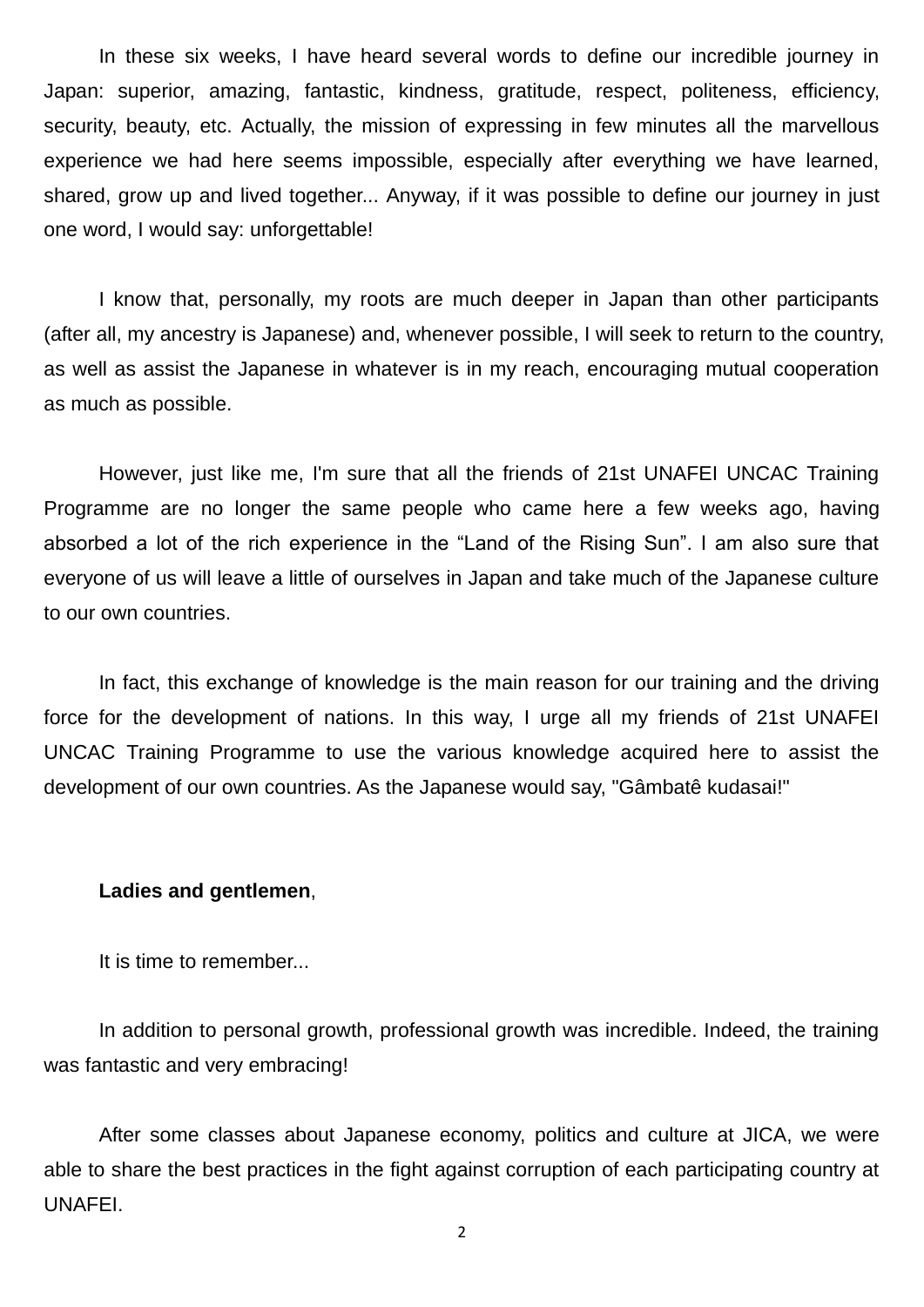In these six weeks, I have heard several words to define our incredible journey in Japan: superior, amazing, fantastic, kindness, gratitude, respect, politeness, efficiency, security, beauty, etc. Actually, the mission of expressing in few minutes all the marvellous experience we had here seems impossible, especially after everything we have learned, shared, grow up and lived together... Anyway, if it was possible to define our journey in just one word, I would say: unforgettable!

I know that, personally, my roots are much deeper in Japan than other participants (after all, my ancestry is Japanese) and, whenever possible, I will seek to return to the country, as well as assist the Japanese in whatever is in my reach, encouraging mutual cooperation as much as possible.

However, just like me, I'm sure that all the friends of 21st UNAFEI UNCAC Training Programme are no longer the same people who came here a few weeks ago, having absorbed a lot of the rich experience in the “Land of the Rising Sun”. I am also sure that everyone of us will leave a little of ourselves in Japan and take much of the Japanese culture to our own countries.

In fact, this exchange of knowledge is the main reason for our training and the driving force for the development of nations. In this way, I urge all my friends of 21st UNAFEI UNCAC Training Programme to use the various knowledge acquired here to assist the development of our own countries. As the Japanese would say, "Gâmbatê kudasai!"

**Ladies and gentlemen**,

It is time to remember...

In addition to personal growth, professional growth was incredible. Indeed, the training was fantastic and very embracing!

After some classes about Japanese economy, politics and culture at JICA, we were able to share the best practices in the fight against corruption of each participating country at UNAFEI.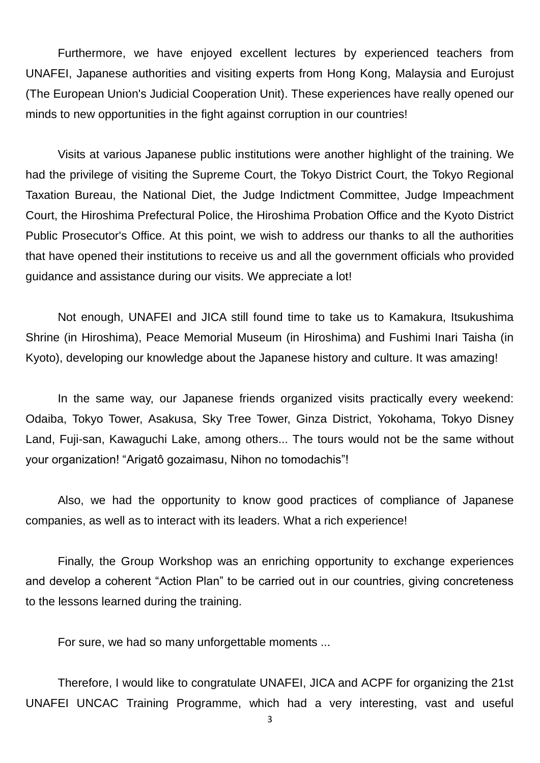Furthermore, we have enjoyed excellent lectures by experienced teachers from UNAFEI, Japanese authorities and visiting experts from Hong Kong, Malaysia and Eurojust (The European Union's Judicial Cooperation Unit). These experiences have really opened our minds to new opportunities in the fight against corruption in our countries!

Visits at various Japanese public institutions were another highlight of the training. We had the privilege of visiting the Supreme Court, the Tokyo District Court, the Tokyo Regional Taxation Bureau, the National Diet, the Judge Indictment Committee, Judge Impeachment Court, the Hiroshima Prefectural Police, the Hiroshima Probation Office and the Kyoto District Public Prosecutor's Office. At this point, we wish to address our thanks to all the authorities that have opened their institutions to receive us and all the government officials who provided guidance and assistance during our visits. We appreciate a lot!

Not enough, UNAFEI and JICA still found time to take us to Kamakura, Itsukushima Shrine (in Hiroshima), Peace Memorial Museum (in Hiroshima) and Fushimi Inari Taisha (in Kyoto), developing our knowledge about the Japanese history and culture. It was amazing!

In the same way, our Japanese friends organized visits practically every weekend: Odaiba, Tokyo Tower, Asakusa, Sky Tree Tower, Ginza District, Yokohama, Tokyo Disney Land, Fuji-san, Kawaguchi Lake, among others... The tours would not be the same without your organization! "Arigatô gozaimasu, Nihon no tomodachis"!

Also, we had the opportunity to know good practices of compliance of Japanese companies, as well as to interact with its leaders. What a rich experience!

Finally, the Group Workshop was an enriching opportunity to exchange experiences and develop a coherent "Action Plan" to be carried out in our countries, giving concreteness to the lessons learned during the training.

For sure, we had so many unforgettable moments ...

Therefore, I would like to congratulate UNAFEI, JICA and ACPF for organizing the 21st UNAFEI UNCAC Training Programme, which had a very interesting, vast and useful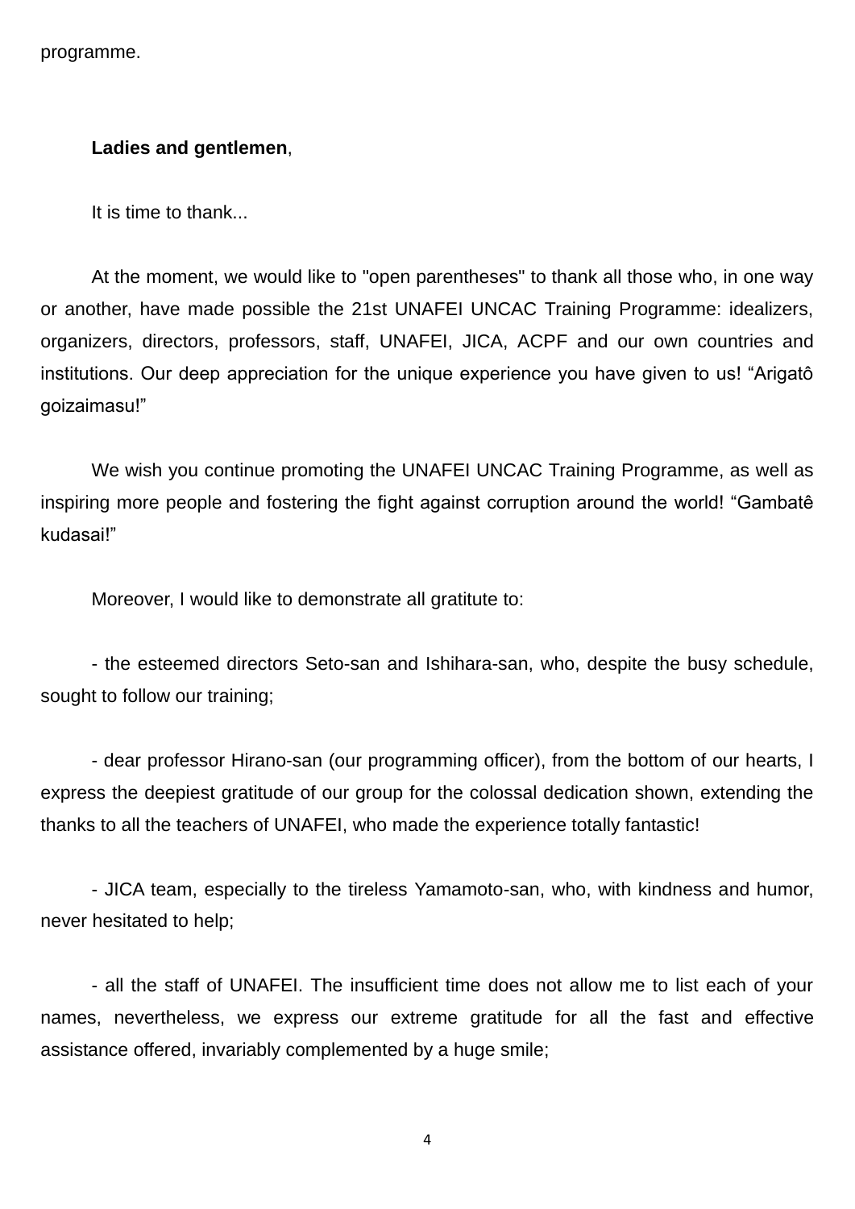programme.

**Ladies and gentlemen**,

It is time to thank...

At the moment, we would like to "open parentheses" to thank all those who, in one way or another, have made possible the 21st UNAFEI UNCAC Training Programme: idealizers, organizers, directors, professors, staff, UNAFEI, JICA, ACPF and our own countries and institutions. Our deep appreciation for the unique experience you have given to us! “Arigatô goizaimasu!”

We wish you continue promoting the UNAFEI UNCAC Training Programme, as well as inspiring more people and fostering the fight against corruption around the world! “Gambatê kudasai!”

Moreover, I would like to demonstrate all gratitute to:

- the esteemed directors Seto-san and Ishihara-san, who, despite the busy schedule, sought to follow our training;

- dear professor Hirano-san (our programming officer), from the bottom of our hearts, I express the deepiest gratitude of our group for the colossal dedication shown, extending the thanks to all the teachers of UNAFEI, who made the experience totally fantastic!

- JICA team, especially to the tireless Yamamoto-san, who, with kindness and humor, never hesitated to help;

- all the staff of UNAFEI. The insufficient time does not allow me to list each of your names, nevertheless, we express our extreme gratitude for all the fast and effective assistance offered, invariably complemented by a huge smile;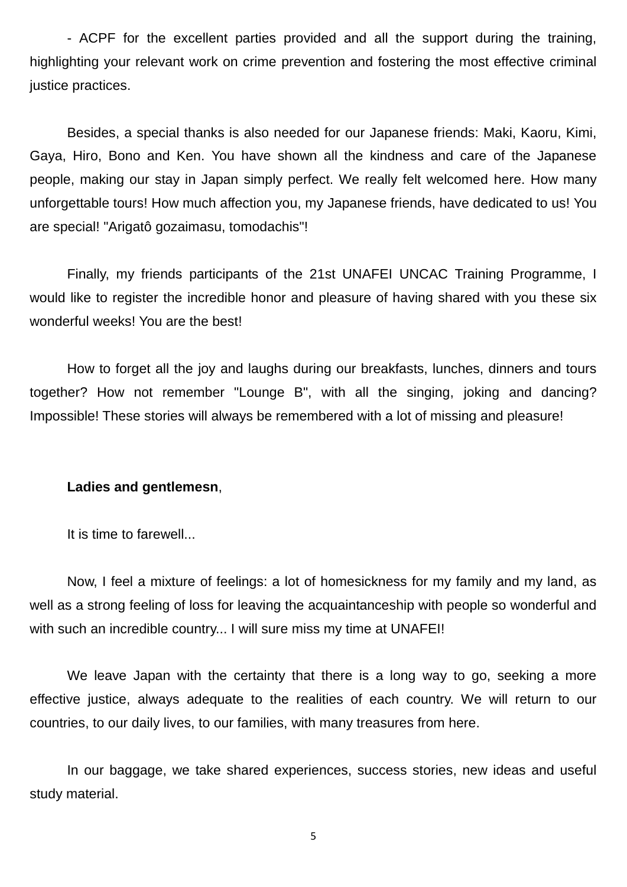- ACPF for the excellent parties provided and all the support during the training, highlighting your relevant work on crime prevention and fostering the most effective criminal justice practices.

Besides, a special thanks is also needed for our Japanese friends: Maki, Kaoru, Kimi, Gaya, Hiro, Bono and Ken. You have shown all the kindness and care of the Japanese people, making our stay in Japan simply perfect. We really felt welcomed here. How many unforgettable tours! How much affection you, my Japanese friends, have dedicated to us! You are special! "Arigatô gozaimasu, tomodachis"!

Finally, my friends participants of the 21st UNAFEI UNCAC Training Programme, I would like to register the incredible honor and pleasure of having shared with you these six wonderful weeks! You are the best!

How to forget all the joy and laughs during our breakfasts, lunches, dinners and tours together? How not remember "Lounge B", with all the singing, joking and dancing? Impossible! These stories will always be remembered with a lot of missing and pleasure!

**Ladies and gentlemesn**,

It is time to farewell...

Now, I feel a mixture of feelings: a lot of homesickness for my family and my land, as well as a strong feeling of loss for leaving the acquaintanceship with people so wonderful and with such an incredible country... I will sure miss my time at UNAFEI!

We leave Japan with the certainty that there is a long way to go, seeking a more effective justice, always adequate to the realities of each country. We will return to our countries, to our daily lives, to our families, with many treasures from here.

In our baggage, we take shared experiences, success stories, new ideas and useful study material.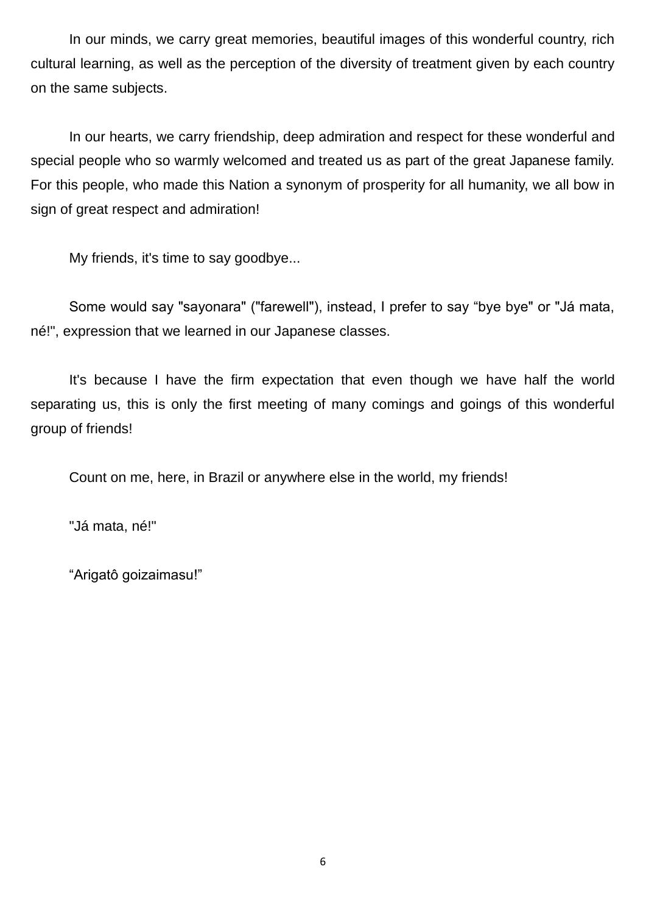In our minds, we carry great memories, beautiful images of this wonderful country, rich cultural learning, as well as the perception of the diversity of treatment given by each country on the same subjects.

In our hearts, we carry friendship, deep admiration and respect for these wonderful and special people who so warmly welcomed and treated us as part of the great Japanese family. For this people, who made this Nation a synonym of prosperity for all humanity, we all bow in sign of great respect and admiration!

My friends, it's time to say goodbye...

Some would say "sayonara" ("farewell"), instead, I prefer to say “bye bye" or "Já mata, né!", expression that we learned in our Japanese classes.

It's because I have the firm expectation that even though we have half the world separating us, this is only the first meeting of many comings and goings of this wonderful group of friends!

Count on me, here, in Brazil or anywhere else in the world, my friends!

"Já mata, né!"

“Arigatô goizaimasu!”